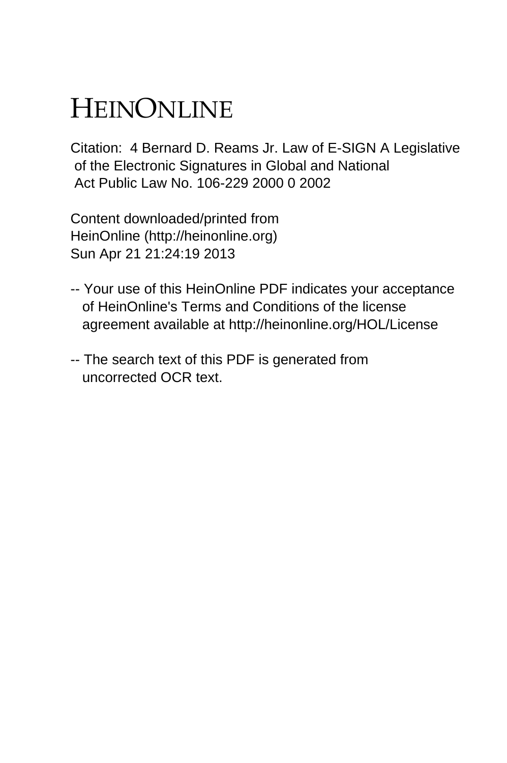# HEINONLINE

Citation: 4 Bernard D. Reams Jr. Law of E-SIGN A Legislative of the Electronic Signatures in Global and National Act Public Law No. 106-229 2000 0 2002

Content downloaded/printed from HeinOnline (http://heinonline.org)
Sun Apr 21 21:24:19 2013

-- Your use of this HeinOnline PDF indicates your acceptance of HeinOnline's Terms and Conditions of the license agreement available at http://heinonline.org/HOL/License

-- The search text of this PDF is generated from uncorrected OCR text.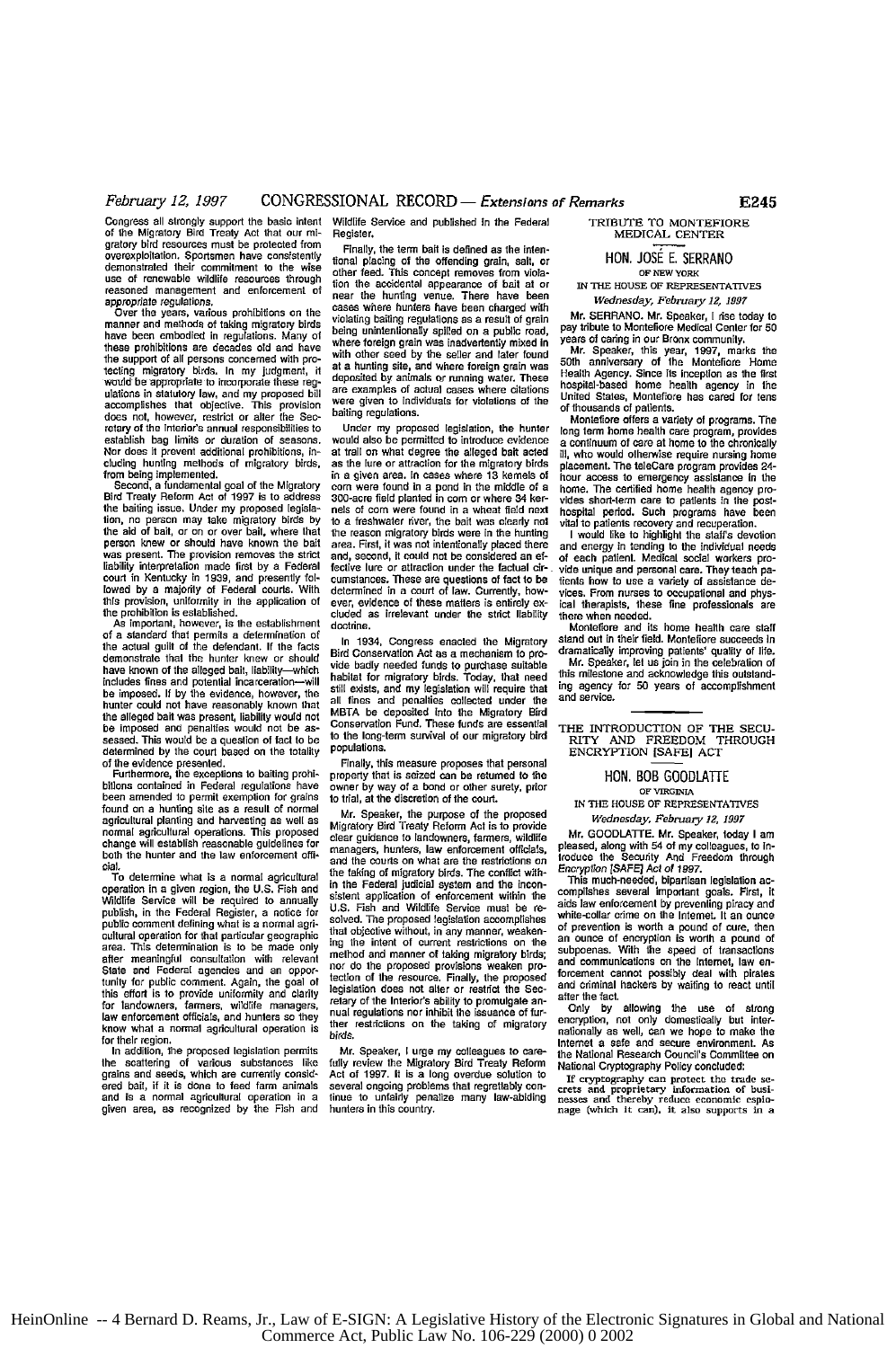Congress all strongly support the basic intent of the Migratory Bird Treaty Act that our migratory bird resources must be protected from overexploitation. Sportsmen have consistently demonstrated their commitment to the wise use of renewable wildlife resources through reasoned management and enforcement of appropriate regulations.

Over the years, various prohibitions on the manner and methods of taking migratory birds have been embodied in regulations. Many of these prohibitions are decades old and have the support of all persons concerned with protecting migratory birds. In my judgment, it would be appropriate to incorporate these regulations in statutory law, and my proposed bill accomplishes that objective. This provision does not, however, restrict or alter the Secretary of the Interior's annual responsibilities to establish bag limits or duration of seasons. Nor does it prevent additional prohibitions, including hunting methods of migratory birds, from being implemented.

Second, a fundamental goal of the Migratory Bird Treaty Reform Act of 1997 is to address the baiting issue. Under my proposed legislation, no person may take migratory birds by the aid of bait, or on or over bait, where that person knew or should have known the bait was present. The provision removes the strict liability interpretation made first by a Federal court in Kentucky in 1939, and presently followed by a majority of Federal courts. With this provision, uniformity in the application of the prohibition is established.

As important, however, is the establishment of a standard that permits a determination of the actual guilt of the defendant. If the facts demonstrate that the hunter knew or should have known of the alleged bait, liability—which includes fines and potential incarceration—will be imposed. If by the evidence, however, the hunter could not have reasonably known that the alleged bait was present, liability would not be imposed and penalties would not be assessed. This would be a question of fact to be determined by the court based on the totality of the evidence presented.

Furthermore, the exceptions to baiting prohibitions contained in Federal regulations have been amended to permit exemption for grains found on a hunting site as a result of normal agricultural planting and harvesting as well as normal agricultural operations. This proposed change will establish reasonable guidelines for both the hunter and the law enforcement official.

To determine what is a normal agricultural operation in a given region, the U.S. Fish and Wildlife Service will be required to annually publish, in the Federal Register, a notice for public comment defining what is a normal agricultural operation for that particular geographic area. This determination is to be made only after meaningful consultation with relevant State and Federal agencies and an opportunity for public comment. Again, the goal of this effort is to provide uniformity and clarity for landowners, farmers, wildlife managers, law enforcement officials, and hunters so they know what a normal agricultural operation is for their region.

In addition, the proposed legislation permits the scattering of various substances like grains and seeds, which are currently considered bait, if it is done to feed farm animals and is a normal agricultural operation in a given area, as recognized by the Fish and Wildlife Service and published in the Federal Register.

Finally, the term bait is defined as the intentional placing of the offending grain, salt, or other feed. This concept removes from violation the accidental appearance of bait at or near the hunting venue. There have been cases where hunters have been charged with violating baiting regulations as a result of grain being unintentionally spilled on a public road, where foreign grain was inadvertently mixed in with other seed by the seller and later found at a hunting site, and where foreign grain was deposited by animals or running water. These are examples of actual cases where citations were given to individuals for violations of the baiting regulations.

Under my proposed legislation, the hunter would also be permitted to introduce evidence at trail on what degree the alleged bait acted as the lure or attraction for the migratory birds in a given area. In cases where 13 kernels of corn were found in a pond in the middle of a 300-acre field planted in corn or where 34 kernels of corn were found in a wheat field next to a freshwater river, the bait was clearly not the reason migratory birds were in the hunting area. First, it was not intentionally placed there and, second, it could not be considered an effective lure or attraction under the factual circumstances. These are questions of fact to be determined in a court of law. Currently, however, evidence of these matters is entirely excluded as irrelevant under the strict liability doctrine.

In 1934, Congress enacted the Migratory Bird Conservation Act as a mechanism to provide badly needed funds to purchase suitable habitat for migratory birds. Today, that need still exists, and my legislation will require that all fines and penalties collected under the MBTA be deposited into the Migratory Bird Conservation Fund. These funds are essential to the long-term survival of our migratory bird populations.

Finally, this measure proposes that personal property that is seized can be returned to the owner by way of a bond or other surety, prior to trial, at the discretion of the court.

Mr. Speaker, the purpose of the proposed Migratory Bird Treaty Reform Act is to provide clear guidance to landowners, farmers, wildlife managers, hunters, law enforcement officials, and the courts on what are the restrictions on the taking of migratory birds. The conflict within the Federal judicial system and the inconsistent application of enforcement within the U.S. Fish and Wildlife Service must be resolved. The proposed legislation accomplishes that objective without, in any manner, weakening the intent of current restrictions on the method and manner of taking migratory birds; nor do the proposed provisions weaken protection of the resource. Finally, the proposed legislation does not alter or restrict the Secretary of the Interior's ability to promulgate annual regulations nor inhibit the issuance of further restrictions on the taking of migratory birds.

Mr. Speaker, I urge my colleagues to carefully review the Migratory Bird Treaty Reform Act of 1997. It is a long overdue solution to several ongoing problems that regrettably continue to unfairly penalize many law-abiding hunters in this country.

## TRIBUTE TO MONTEFIORE MEDICAL CENTER

### HON. JOSÉ E. SERRANO

OF NEW YORK

IN THE HOUSE OF REPRESENTATIVES

*Wednesday, February 12, 1997*

Mr. SERRANO. Mr. Speaker, I rise today to pay tribute to Montefiore Medical Center for 50 years of caring in our Bronx community.

Mr. Speaker, this year, 1997, marks the 50th anniversary of the Montefiore Home Health Agency. Since its inception as the first hospital-based home health agency in the United States, Montefiore has cared for tens of thousands of patients.

Montefiore offers a variety of programs. The long term home health care program, provides a continuum of care at home to the chronically ill, who would otherwise require nursing home placement. The teleCare program provides 24-hour access to emergency assistance in the home. The certified home health agency provides short-term care to patients in the post-hospital period. Such programs have been vital to patients recovery and recuperation.

I would like to highlight the staff's devotion and energy in tending to the individual needs of each patient. Medical social workers provide unique and personal care. They teach patients how to use a variety of assistance devices. From nurses to occupational and physical therapists, these fine professionals are there when needed.

Montefiore and its home health care staff stand out in their field. Montefiore succeeds in dramatically improving patients' quality of life.

Mr. Speaker, let us join in the celebration of this milestone and acknowledge this outstanding agency for 50 years of accomplishment and service.

## THE INTRODUCTION OF THE SECURITY AND FREEDOM THROUGH ENCRYPTION [SAFE] ACT

### HON. BOB GOODLATTE

OF VIRGINIA

IN THE HOUSE OF REPRESENTATIVES

*Wednesday, February 12, 1997*

Mr. GOODLATTE. Mr. Speaker, today I am pleased, along with 54 of my colleagues, to introduce the Security And Freedom through Encryption [SAFE] Act of 1997.

This much-needed, bipartisan legislation accomplishes several important goals. First, it aids law enforcement by preventing piracy and white-collar crime on the Internet. If an ounce of prevention is worth a pound of cure, then an ounce of encryption is worth a pound of subpoenas. With the speed of transactions and communications on the Internet, law enforcement cannot possibly deal with pirates and criminal hackers by waiting to react until after the fact.

Only by allowing the use of strong encryption, not only domestically but internationally as well, can we hope to make the Internet a safe and secure environment. As the National Research Council's Committee on National Cryptography Policy concluded:

> If cryptography can protect the trade secrets and proprietary information of businesses and thereby reduce economic espionage (which it can), it also supports in a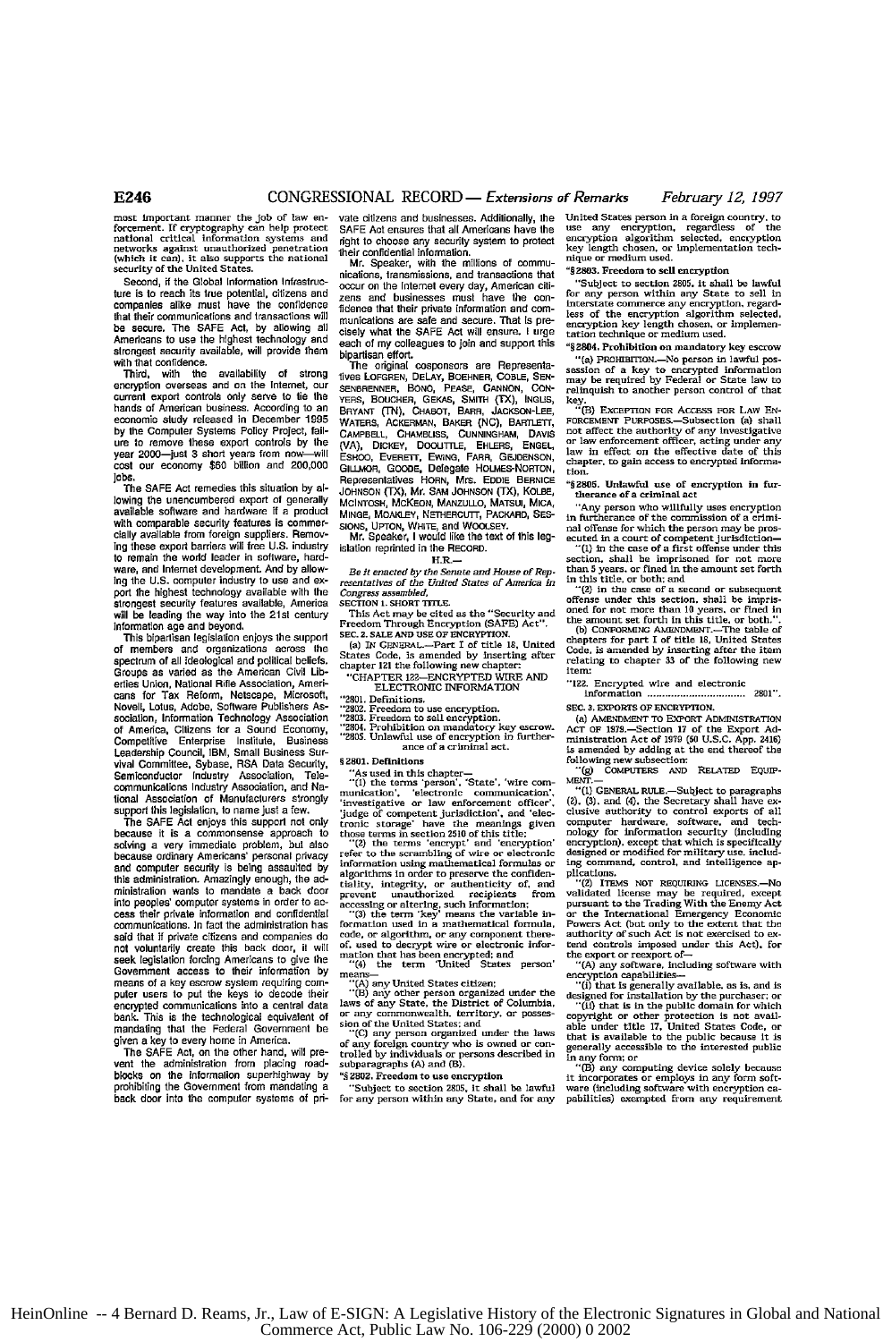most important manner the job of law enforcement. If cryptography can help protect national critical information systems and networks against unauthorized penetration (which it can), it also supports the national security of the United States.

Second, if the Global Information Infrastructure is to reach its true potential, citizens and companies alike must have the confidence that their communications and transactions will be secure. The SAFE Act, by allowing all Americans to use the highest technology and strongest security available, will provide them with that confidence.

Third, with the availability of strong encryption overseas and on the Internet, our current export controls only serve to tie the hands of American business. According to an economic study released in December 1995 by the Computer Systems Policy Project, failure to remove these export controls by the year 2000—just 3 short years from now—will cost our economy $60 billion and 200,000 jobs.

The SAFE Act remedies this situation by allowing the unencumbered export of generally available software and hardware if a product with comparable security features is commercially available from foreign suppliers. Removing these export barriers will free U.S. industry to remain the world leader in software, hardware, and Internet development. And by allowing the U.S. computer industry to use and export the highest technology available with the strongest security features available, America will be leading the way into the 21st century information age and beyond.

This bipartisan legislation enjoys the support of members and organizations across the spectrum of all ideological and political beliefs. Groups as varied as the American Civil Liberties Union, National Rifle Association, Americans for Tax Reform, Netscape, Microsoft, Novell, Lotus, Adobe, Software Publishers Association, Information Technology Association of America, Citizens for a Sound Economy, Competitive Enterprise Institute, Business Leadership Council, IBM, Small Business Survival Committee, Sybase, RSA Data Security, Semiconductor Industry Association, Telecommunications Industry Association, and National Association of Manufacturers strongly support this legislation, to name just a few.

The SAFE Act enjoys this support not only because it is a commonsense approach to solving a very immediate problem, but also because ordinary Americans' personal privacy and computer security is being assaulted by this administration. Amazingly enough, the administration wants to mandate a back door into peoples' computer systems in order to access their private information and confidential communications. In fact the administration has said that if private citizens and companies do not voluntarily create this back door, it will seek legislation forcing Americans to give the Government access to their information by means of a key escrow system requiring computer users to put the keys to decode their encrypted communications into a central data bank. This is the technological equivalent of mandating that the Federal Government be given a key to every home in America.

The SAFE Act, on the other hand, will prevent the administration from placing roadblocks on the information superhighway by prohibiting the Government from mandating a back door into the computer systems of private citizens and businesses. Additionally, the SAFE Act ensures that all Americans have the right to choose any security system to protect their confidential information.

Mr. Speaker, with the millions of communications, transmissions, and transactions that occur on the Internet every day, American citizens and businesses must have the confidence that their private information and communications are safe and secure. That is precisely what the SAFE Act will ensure. I urge each of my colleagues to join and support this bipartisan effort.

The original cosponsors are Representatives LOFGREN, DELAY, BOEHNER, COBLE, SENSENBRENNER, BONO, PEASE, CANNON, CONYERS, BOUCHER, GEKAS, SMITH (TX), INGLIS, BRYANT (TN), CHABOT, BARR, JACKSON-LEE, WATERS, ACKERMAN, BAKER (NC), BARTLETT, CAMPBELL, CHAMBLISS, CUNNINGHAM, DAVIS (VA), DICKEY, DOOLITTLE, EHLERS, ENGEL, ESHOO, EVERETT, EWING, FARR, GEJDENSON, GILLMOR, GOODE, Delegate HOLMES-NORTON, Representatives HORN, Mrs. EDDIE BERNICE JOHNSON (TX), Mr. SAM JOHNSON (TX), KOLBE, MCINTOSH, MCKEON, MANZULLO, MATSUI, MICA, MINGE, MOAKLEY, NETHERCUTT, PACKARD, SESSIONS, UPTON, WHITE, and WOOLSEY.

Mr. Speaker, I would like the text of this legislation reprinted in the RECORD.

H.R.—

*Be it enacted by the Senate and House of Representatives of the United States of America in Congress assembled,*

**SECTION 1. SHORT TITLE.**

This Act may be cited as the "Security and Freedom Through Encryption (SAFE) Act".

**SEC. 2. SALE AND USE OF ENCRYPTION.**

(a) IN GENERAL.—Part I of title 18, United States Code, is amended by inserting after chapter 121 the following new chapter:

"CHAPTER 122—ENCRYPTED WIRE AND ELECTRONIC INFORMATION

"2801. Definitions.
"2802. Freedom to use encryption.
"2803. Freedom to sell encryption.
"2804. Prohibition on mandatory key escrow.
"2805. Unlawful use of encryption in furtherance of a criminal act.

"§2801. Definitions

"As used in this chapter—

"(1) the terms 'person', 'State', 'wire communication', 'electronic communication', 'investigative or law enforcement officer', 'judge of competent jurisdiction', and 'electronic storage' have the meanings given those terms in section 2510 of this title;

"(2) the terms 'encrypt' and 'encryption' refer to the scrambling of wire or electronic information using mathematical formulas or algorithms in order to preserve the confidentiality, integrity, or authenticity of, and prevent unauthorized recipients from accessing or altering, such information;

"(3) the term 'key' means the variable information used in a mathematical formula, code, or algorithm, or any component thereof, used to decrypt wire or electronic information that has been encrypted; and

"(4) the term 'United States person' means—

"(A) any United States citizen;

"(B) any other person organized under the laws of any State, the District of Columbia, or any commonwealth, territory, or possession of the United States; and

"(C) any person organized under the laws of any foreign country who is owned or controlled by individuals or persons described in subparagraphs (A) and (B).

"§2802. Freedom to use encryption

"Subject to section 2805, it shall be lawful for any person within any State, and for any United States person in a foreign country, to use any encryption, regardless of the encryption algorithm selected, encryption key length chosen, or implementation technique or medium used.

"§2803. Freedom to sell encryption

"Subject to section 2805, it shall be lawful for any person within any State to sell in interstate commerce any encryption, regardless of the encryption algorithm selected, encryption key length chosen, or implementation technique or medium used.

"§2804. Prohibition on mandatory key escrow

"(a) PROHIBITION.—No person in lawful possession of a key to encrypted information may be required by Federal or State law to relinquish to another person control of that key.

"(B) EXCEPTION FOR ACCESS FOR LAW ENFORCEMENT PURPOSES.—Subsection (a) shall not affect the authority of any investigative or law enforcement officer, acting under any law in effect on the effective date of this chapter, to gain access to encrypted information.

"§2805. Unlawful use of encryption in furtherance of a criminal act

"Any person who willfully uses encryption in furtherance of the commission of a criminal offense for which the person may be prosecuted in a court of competent jurisdiction—

"(1) in the case of a first offense under this section, shall be imprisoned for not more than 5 years, or fined in the amount set forth in this title, or both; and

"(2) in the case of a second or subsequent offense under this section, shall be imprisoned for not more than 10 years, or fined in the amount set forth in this title, or both.".

(b) CONFORMING AMENDMENT.—The table of chapters for part I of title 18, United States Code, is amended by inserting after the item relating to chapter 33 of the following new item:

"122. Encrypted wire and electronic information ................................ 2801".

**SEC. 3. EXPORTS OF ENCRYPTION.**

(a) AMENDMENT TO EXPORT ADMINISTRATION ACT OF 1979.—Section 17 of the Export Administration Act of 1979 (50 U.S.C. App. 2416) is amended by adding at the end thereof the following new subsection:

"(g) COMPUTERS AND RELATED EQUIPMENT.—

"(1) GENERAL RULE.—Subject to paragraphs (2), (3), and (4), the Secretary shall have exclusive authority to control exports of all computer hardware, software, and technology for information security (including encryption), except that which is specifically designed or modified for military use, including command, control, and intelligence applications.

"(2) ITEMS NOT REQUIRING LICENSES.—No validated license may be required, except pursuant to the Trading With the Enemy Act or the International Emergency Economic Powers Act (but only to the extent that the authority of such Act is not exercised to extend controls imposed under this Act), for the export or reexport of—

"(A) any software, including software with encryption capabilities—

"(i) that is generally available, as is, and is designed for installation by the purchaser; or

"(ii) that is in the public domain for which copyright or other protection is not available under title 17, United States Code, or that is available to the public because it is generally accessible to the interested public in any form; or

"(B) any computing device solely because it incorporates or employs in any form software (including software with encryption capabilities) exempted from any requirement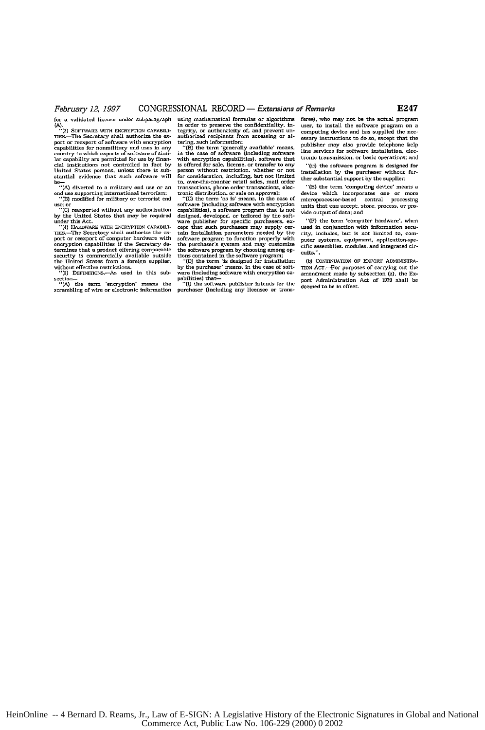for a validated license under subparagraph (A).

"(3) SOFTWARE WITH ENCRYPTION CAPABILITIES.—The Secretary shall authorize the export or reexport of software with encryption capabilities for nonmilitary end uses in any country to which exports of software of similar capability are permitted for use by financial institutions not controlled in fact by United States persons, unless there is substantial evidence that such software will be—

"(A) diverted to a military end use or an end use supporting international terrorism;

"(B) modified for military or terrorist end use; or

"(C) reexported without any authorization by the United States that may be required under this Act.

"(4) HARDWARE WITH ENCRYPTION CAPABILITIES.—The Secretary shall authorize the export or reexport of computer hardware with encryption capabilities if the Secretary determines that a product offering comparable security is commercially available outside the United States from a foreign supplier, without effective restrictions.

"(5) DEFINITIONS.—As used in this subsection—

"(A) the term 'encryption' means the scrambling of wire or electronic information using mathematical formulas or algorithms in order to preserve the confidentiality, integrity, or authenticity of, and prevent unauthorized recipients from accessing or altering, such information;

"(B) the term 'generally available' means, in the case of software (including software with encryption capabilities), software that is offered for sale, license, or transfer to any person without restriction, whether or not for consideration, including, but not limited to, over-the-counter retail sales, mail order transactions, phone order transactions, electronic distribution, or sale on approval;

"(C) the term 'as is' means, in the case of software (including software with encryption capabilities), a software program that is not designed, developed, or tailored by the software publisher for specific purchasers, except that such purchasers may supply certain installation parameters needed by the software program to function properly with the purchaser's system and may customize the software program by choosing among options contained in the software program;

"(D) the term 'is designed for installation by the purchaser' means, in the case of software (including software with encryption capabilities) that—

"(i) the software publisher intends for the purchaser (including any licensee or transferee), who may not be the actual program user, to install the software program on a computing device and has supplied the necessary instructions to do so, except that the publisher may also provide telephone help line services for software installation, electronic transmission, or basic operations; and

"(ii) the software program is designed for installation by the purchaser without further substantial support by the supplier;

"(E) the term 'computing device' means a device which incorporates one or more microprocessor-based central processing units that can accept, store, process, or provide output of data; and

"(F) the term 'computer hardware', when used in conjunction with information security, includes, but is not limited to, computer systems, equipment, application-specific assemblies, modules, and integrated circuits.".

(b) CONTINUATION OF EXPORT ADMINISTRATION ACT.—For purposes of carrying out the amendment made by subsection (a), the Export Administration Act of 1979 shall be deemed to be in effect.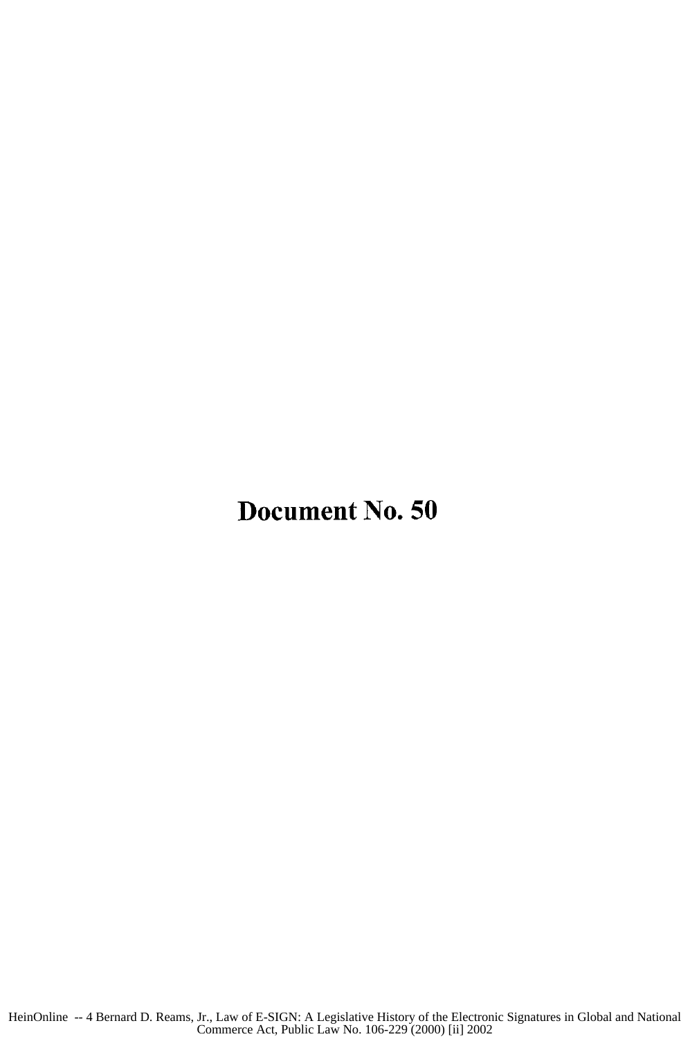# Document No. 50